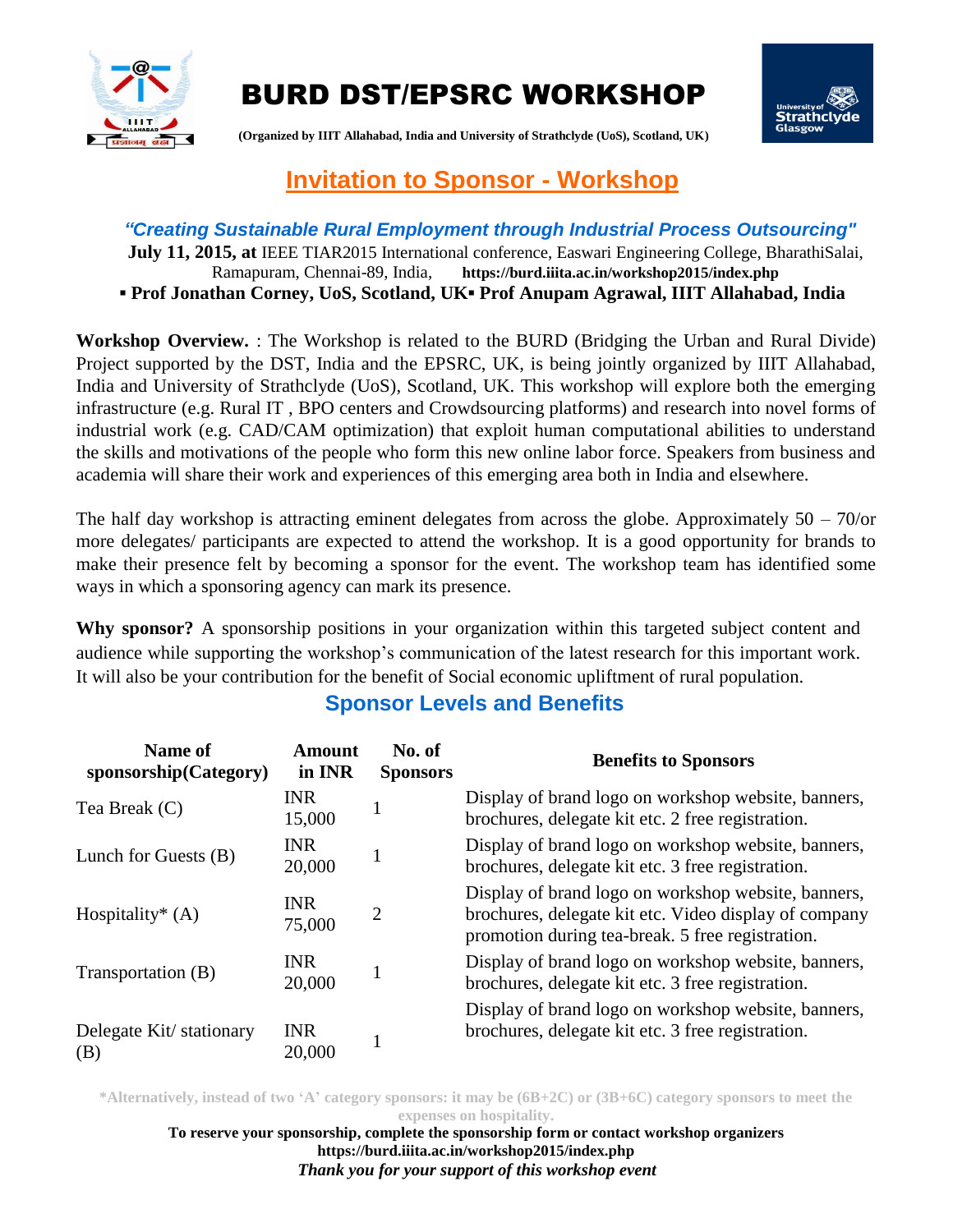# BURD DST/EPSRC WORKSHOP

**(Organized by IIIT Allahabad, India and University of Strathclyde (UoS), Scotland, UK)**

## Invitation to Sponsor - Workshop

***"Creating Sustainable Rural Employment through Industrial Process Outsourcing"***

**July 11, 2015, at** IEEE TIAR2015 International conference, Easwari Engineering College, BharathiSalai, Ramapuram, Chennai-89, India, **https://burd.iiita.ac.in/workshop2015/index.php**

▪ **Prof Jonathan Corney, UoS, Scotland, UK**▪ **Prof Anupam Agrawal, IIIT Allahabad, India**

**Workshop Overview.** : The Workshop is related to the BURD (Bridging the Urban and Rural Divide) Project supported by the DST, India and the EPSRC, UK, is being jointly organized by IIIT Allahabad, India and University of Strathclyde (UoS), Scotland, UK. This workshop will explore both the emerging infrastructure (e.g. Rural IT , BPO centers and Crowdsourcing platforms) and research into novel forms of industrial work (e.g. CAD/CAM optimization) that exploit human computational abilities to understand the skills and motivations of the people who form this new online labor force. Speakers from business and academia will share their work and experiences of this emerging area both in India and elsewhere.

The half day workshop is attracting eminent delegates from across the globe. Approximately 50 – 70/or more delegates/ participants are expected to attend the workshop. It is a good opportunity for brands to make their presence felt by becoming a sponsor for the event. The workshop team has identified some ways in which a sponsoring agency can mark its presence.

**Why sponsor?** A sponsorship positions in your organization within this targeted subject content and audience while supporting the workshop's communication of the latest research for this important work. It will also be your contribution for the benefit of Social economic upliftment of rural population.

## Sponsor Levels and Benefits

| Name of sponsorship(Category) | Amount in INR | No. of Sponsors | Benefits to Sponsors |
|---|---|---|---|
| Tea Break (C) | INR 15,000 | 1 | Display of brand logo on workshop website, banners, brochures, delegate kit etc. 2 free registration. |
| Lunch for Guests (B) | INR 20,000 | 1 | Display of brand logo on workshop website, banners, brochures, delegate kit etc. 3 free registration. |
| Hospitality* (A) | INR 75,000 | 2 | Display of brand logo on workshop website, banners, brochures, delegate kit etc. Video display of company promotion during tea-break. 5 free registration. |
| Transportation (B) | INR 20,000 | 1 | Display of brand logo on workshop website, banners, brochures, delegate kit etc. 3 free registration. |
| Delegate Kit/ stationary (B) | INR 20,000 | 1 | Display of brand logo on workshop website, banners, brochures, delegate kit etc. 3 free registration. |

**\*Alternatively, instead of two 'A' category sponsors: it may be (6B+2C) or (3B+6C) category sponsors to meet the expenses on hospitality.**

**To reserve your sponsorship, complete the sponsorship form or contact workshop organizers**
**https://burd.iiita.ac.in/workshop2015/index.php**

***Thank you for your support of this workshop event***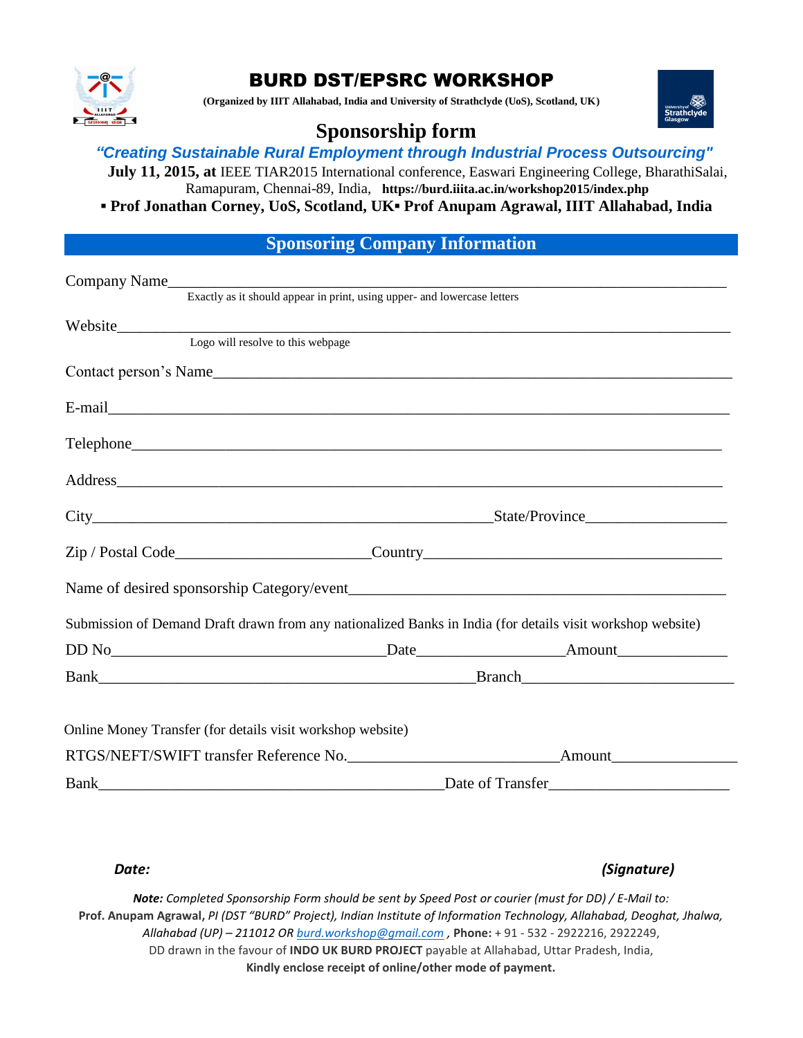# BURD DST/EPSRC WORKSHOP

**(Organized by IIIT Allahabad, India and University of Strathclyde (UoS), Scotland, UK)**

## Sponsorship form

***"Creating Sustainable Rural Employment through Industrial Process Outsourcing"***

**July 11, 2015, at** IEEE TIAR2015 International conference, Easwari Engineering College, BharathiSalai, Ramapuram, Chennai-89, India, **https://burd.iiita.ac.in/workshop2015/index.php**

▪ **Prof Jonathan Corney, UoS, Scotland, UK**▪ **Prof Anupam Agrawal, IIIT Allahabad, India**

## Sponsoring Company Information

Company Name_______________________________________________________________

Exactly as it should appear in print, using upper- and lowercase letters

Website_____________________________________________________________________

Logo will resolve to this webpage

Contact person's Name_________________________________________________________

E-mail______________________________________________________________________

Telephone___________________________________________________________________

Address_____________________________________________________________________

City________________________________________State/Province_________________

Zip / Postal Code______________________Country__________________________________

Name of desired sponsorship Category/event_______________________________________

Submission of Demand Draft drawn from any nationalized Banks in India (for details visit workshop website)

DD No_______________________________Date_________________Amount_____________

Bank____________________________________________Branch______________________

Online Money Transfer (for details visit workshop website)

RTGS/NEFT/SWIFT transfer Reference No.___________________________Amount_______________

Bank________________________________________Date of Transfer_____________________

***Date:*** ***(Signature)***

***Note:*** *Completed Sponsorship Form should be sent by Speed Post or courier (must for DD) / E-Mail to:*
**Prof. Anupam Agrawal,** *PI (DST "BURD" Project), Indian Institute of Information Technology, Allahabad, Deoghat, Jhalwa, Allahabad (UP) – 211012 OR burd.workshop@gmail.com ,* **Phone:** + 91 - 532 - 2922216, 2922249,
DD drawn in the favour of **INDO UK BURD PROJECT** payable at Allahabad, Uttar Pradesh, India,
**Kindly enclose receipt of online/other mode of payment.**